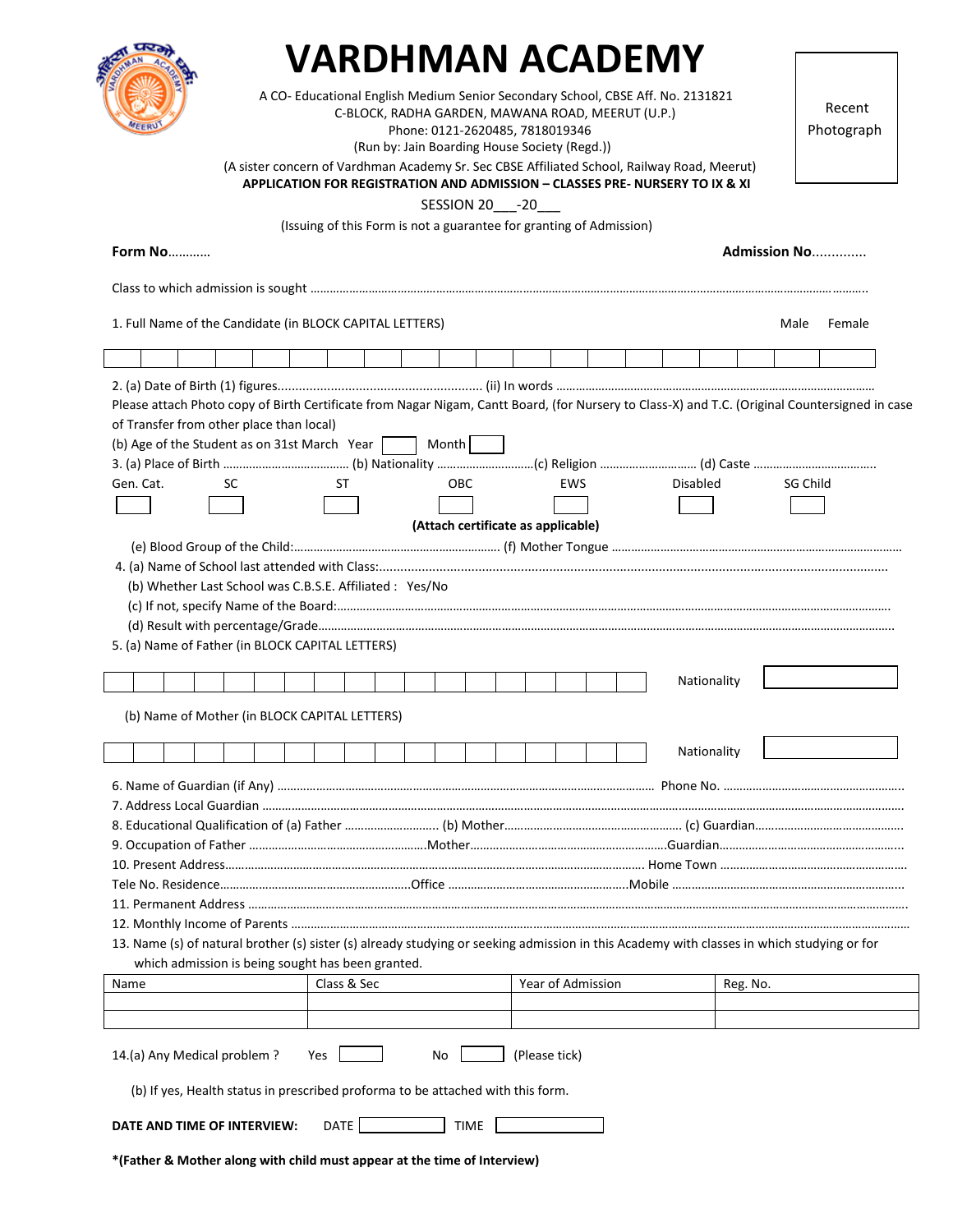# VARDHMAN ACADEMY

A CO- Educational English Medium Senior Secondary School, CBSE Aff. No. 2131821
C-BLOCK, RADHA GARDEN, MAWANA ROAD, MEERUT (U.P.)
Phone: 0121-2620485, 7818019346
(Run by: Jain Boarding House Society (Regd.))
(A sister concern of Vardhman Academy Sr. Sec CBSE Affiliated School, Railway Road, Meerut)

**APPLICATION FOR REGISTRATION AND ADMISSION – CLASSES PRE- NURSERY TO IX & XI**

SESSION 20___-20___

(Issuing of this Form is not a guarantee for granting of Admission)

Recent Photograph

**Form No**...........  **Admission No**.............

Class to which admission is sought ..........................................................................................................................................

1. Full Name of the Candidate (in BLOCK CAPITAL LETTERS)  Male  Female

| | | | | | | | | | | | | | | | | | | | | |
|---|---|---|---|---|---|---|---|---|---|---|---|---|---|---|---|---|---|---|---|---|

2. (a) Date of Birth (1) figures......................................................... (ii) In words ..................................................................................................

Please attach Photo copy of Birth Certificate from Nagar Nigam, Cantt Board, (for Nursery to Class-X) and T.C. (Original Countersigned in case of Transfer from other place than local)

(b) Age of the Student as on 31st March Year [ ] Month [ ]

3. (a) Place of Birth ...................................... (b) Nationality ..............................(c) Religion ............................. (d) Caste .....................................

Gen. Cat. [ ]  SC [ ]  ST [ ]  OBC [ ]  EWS [ ]  Disabled [ ]  SG Child [ ]

**(Attach certificate as applicable)**

(e) Blood Group of the Child:............................................................... (f) Mother Tongue ..........................................................................................

4. (a) Name of School last attended with Class:..............................................................................................................................................

(b) Whether Last School was C.B.S.E. Affiliated : Yes/No

(c) If not, specify Name of the Board:.......................................................................................................................................................

(d) Result with percentage/Grade..............................................................................................................................................................

5. (a) Name of Father (in BLOCK CAPITAL LETTERS)

| | | | | | | | | | | | | | | | | | |
|---|---|---|---|---|---|---|---|---|---|---|---|---|---|---|---|---|---|

Nationality [ ]

(b) Name of Mother (in BLOCK CAPITAL LETTERS)

| | | | | | | | | | | | | | | | | | |
|---|---|---|---|---|---|---|---|---|---|---|---|---|---|---|---|---|---|

Nationality [ ]

6. Name of Guardian (if Any) ....................................................................................................... Phone No. .........................................................

7. Address Local Guardian ...................................................................................................................................................................................

8. Educational Qualification of (a) Father ............................ (b) Mother....................................................... (c) Guardian.............................................

9. Occupation of Father ......................................................Mother............................................................Guardian........................................................

10. Present Address.................................................................................................................................. Home Town .........................................................

Tele No. Residence..........................................................Office .......................................................Mobile .......................................................................

11. Permanent Address ..........................................................................................................................................................................................................

12. Monthly Income of Parents ...............................................................................................................................................................................................

13. Name (s) of natural brother (s) sister (s) already studying or seeking admission in this Academy with classes in which studying or for which admission is being sought has been granted.

| Name | Class & Sec | Year of Admission | Reg. No. |
|---|---|---|---|
| | | | |
| | | | |

14.(a) Any Medical problem ?  Yes [ ]  No [ ]  (Please tick)

(b) If yes, Health status in prescribed proforma to be attached with this form.

**DATE AND TIME OF INTERVIEW:** DATE [ ] TIME [ ]

***(Father & Mother along with child must appear at the time of Interview)**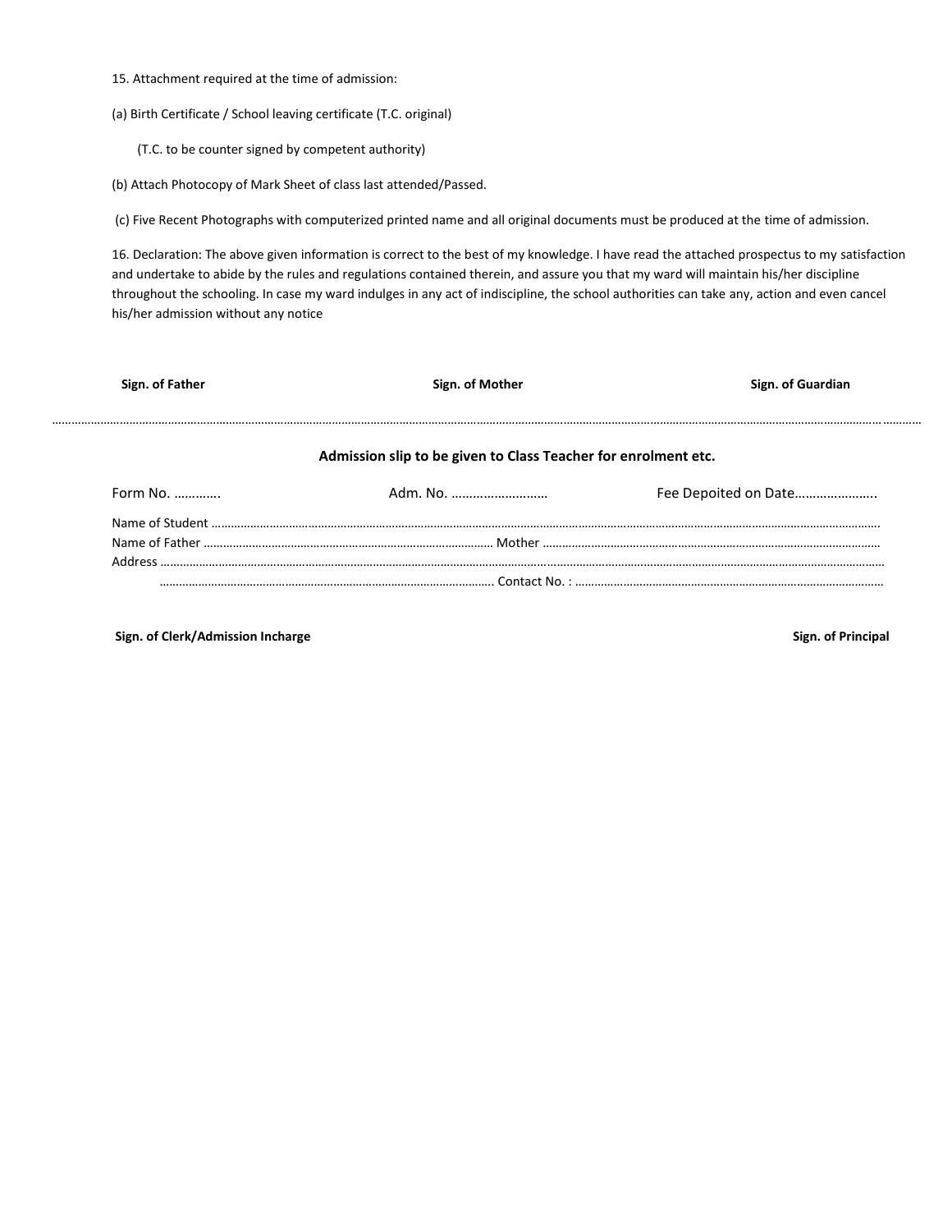15. Attachment required at the time of admission:

(a) Birth Certificate / School leaving certificate (T.C. original)

(T.C. to be counter signed by competent authority)

(b) Attach Photocopy of Mark Sheet of class last attended/Passed.

(c) Five Recent Photographs with computerized printed name and all original documents must be produced at the time of admission.

16. Declaration: The above given information is correct to the best of my knowledge. I have read the attached prospectus to my satisfaction and undertake to abide by the rules and regulations contained therein, and assure you that my ward will maintain his/her discipline throughout the schooling. In case my ward indulges in any act of indiscipline, the school authorities can take any, action and even cancel his/her admission without any notice

**Sign. of Father** **Sign. of Mother** **Sign. of Guardian**

…………………………………………………………………………………………………………………………………………………………………………………………

**Admission slip to be given to Class Teacher for enrolment etc.**

Form No. ………… Adm. No. ……………………… Fee Depoited on Date…………………..

Name of Student …………………………………………………………………………………………………………………………………………………

Name of Father ……………………………………………………………… Mother ……………………………………………………………………………

Address …………………………………………………………………………………………………………………………………………………………………

……………………………………………………………………………………… Contact No. : ………………………………………………………………………

**Sign. of Clerk/Admission Incharge** **Sign. of Principal**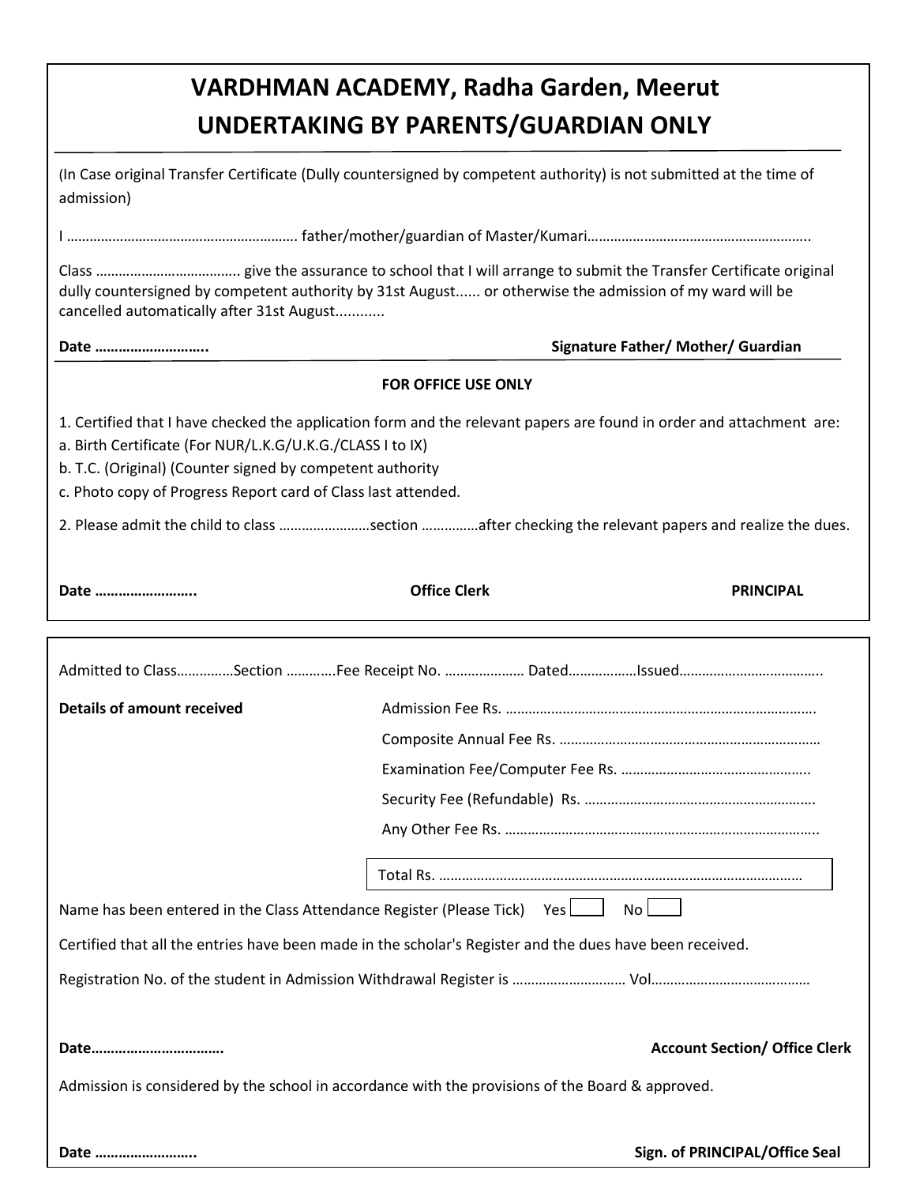# VARDHMAN ACADEMY, Radha Garden, Meerut

## UNDERTAKING BY PARENTS/GUARDIAN ONLY

(In Case original Transfer Certificate (Dully countersigned by competent authority) is not submitted at the time of admission)

I ……………………………………………………. father/mother/guardian of Master/Kumari…………………………………………………..

Class ……………………………….. give the assurance to school that I will arrange to submit the Transfer Certificate original dully countersigned by competent authority by 31st August...... or otherwise the admission of my ward will be cancelled automatically after 31st August...........

**Date ………………………..** **Signature Father/ Mother/ Guardian**

**FOR OFFICE USE ONLY**

1. Certified that I have checked the application form and the relevant papers are found in order and attachment are:
   a. Birth Certificate (For NUR/L.K.G/U.K.G./CLASS I to IX)
   b. T.C. (Original) (Counter signed by competent authority
   c. Photo copy of Progress Report card of Class last attended.
2. Please admit the child to class ……………………section ……………after checking the relevant papers and realize the dues.

**Date ……………………..** **Office Clerk** **PRINCIPAL**

---

Admitted to Class……………Section ………….Fee Receipt No. ………………… Dated………………Issued……………………………….

**Details of amount received**

Admission Fee Rs. ……………………………………………………………………….

Composite Annual Fee Rs. ……………………………………………………………

Examination Fee/Computer Fee Rs. …………………………………………..

Security Fee (Refundable) Rs. …………………………………………………….

Any Other Fee Rs. ………………………………………………………………………..

Total Rs. ……………………………………………………………………………………

Name has been entered in the Class Attendance Register (Please Tick) Yes ☐ No ☐

Certified that all the entries have been made in the scholar's Register and the dues have been received.

Registration No. of the student in Admission Withdrawal Register is ……………………….. Vol……………………………………

**Date…………………………….** **Account Section/ Office Clerk**

Admission is considered by the school in accordance with the provisions of the Board & approved.

**Date ……………………..** **Sign. of PRINCIPAL/Office Seal**